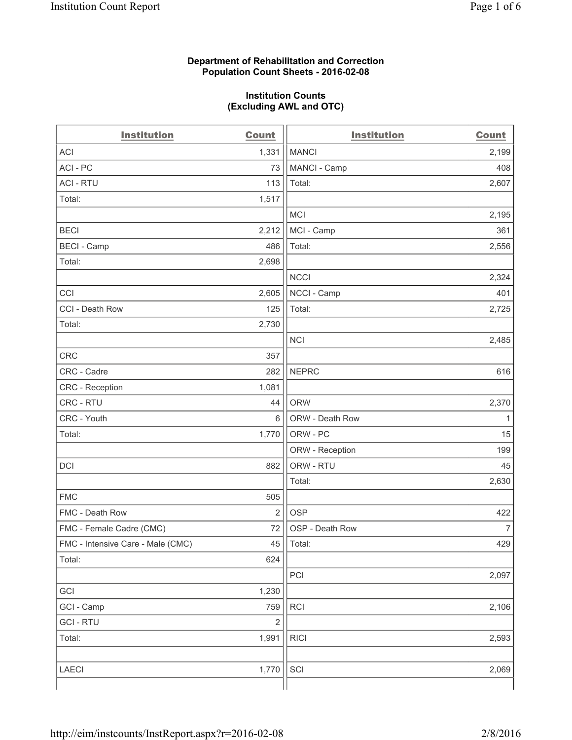**Department of Rehabilitation and Correction**
**Population Count Sheets - 2016-02-08**

**Institution Counts**
**(Excluding AWL and OTC)**

| Institution | Count | Institution | Count |
|---|---|---|---|
| ACI | 1,331 | MANCI | 2,199 |
| ACI - PC | 73 | MANCI - Camp | 408 |
| ACI - RTU | 113 | Total: | 2,607 |
| Total: | 1,517 | | |
| | | MCI | 2,195 |
| BECI | 2,212 | MCI - Camp | 361 |
| BECI - Camp | 486 | Total: | 2,556 |
| Total: | 2,698 | | |
| | | NCCI | 2,324 |
| CCI | 2,605 | NCCI - Camp | 401 |
| CCI - Death Row | 125 | Total: | 2,725 |
| Total: | 2,730 | | |
| | | NCI | 2,485 |
| CRC | 357 | | |
| CRC - Cadre | 282 | NEPRC | 616 |
| CRC - Reception | 1,081 | | |
| CRC - RTU | 44 | ORW | 2,370 |
| CRC - Youth | 6 | ORW - Death Row | 1 |
| Total: | 1,770 | ORW - PC | 15 |
| | | ORW - Reception | 199 |
| DCI | 882 | ORW - RTU | 45 |
| | | Total: | 2,630 |
| FMC | 505 | | |
| FMC - Death Row | 2 | OSP | 422 |
| FMC - Female Cadre (CMC) | 72 | OSP - Death Row | 7 |
| FMC - Intensive Care - Male (CMC) | 45 | Total: | 429 |
| Total: | 624 | | |
| | | PCI | 2,097 |
| GCI | 1,230 | | |
| GCI - Camp | 759 | RCI | 2,106 |
| GCI - RTU | 2 | | |
| Total: | 1,991 | RICI | 2,593 |
| | | | |
| LAECI | 1,770 | SCI | 2,069 |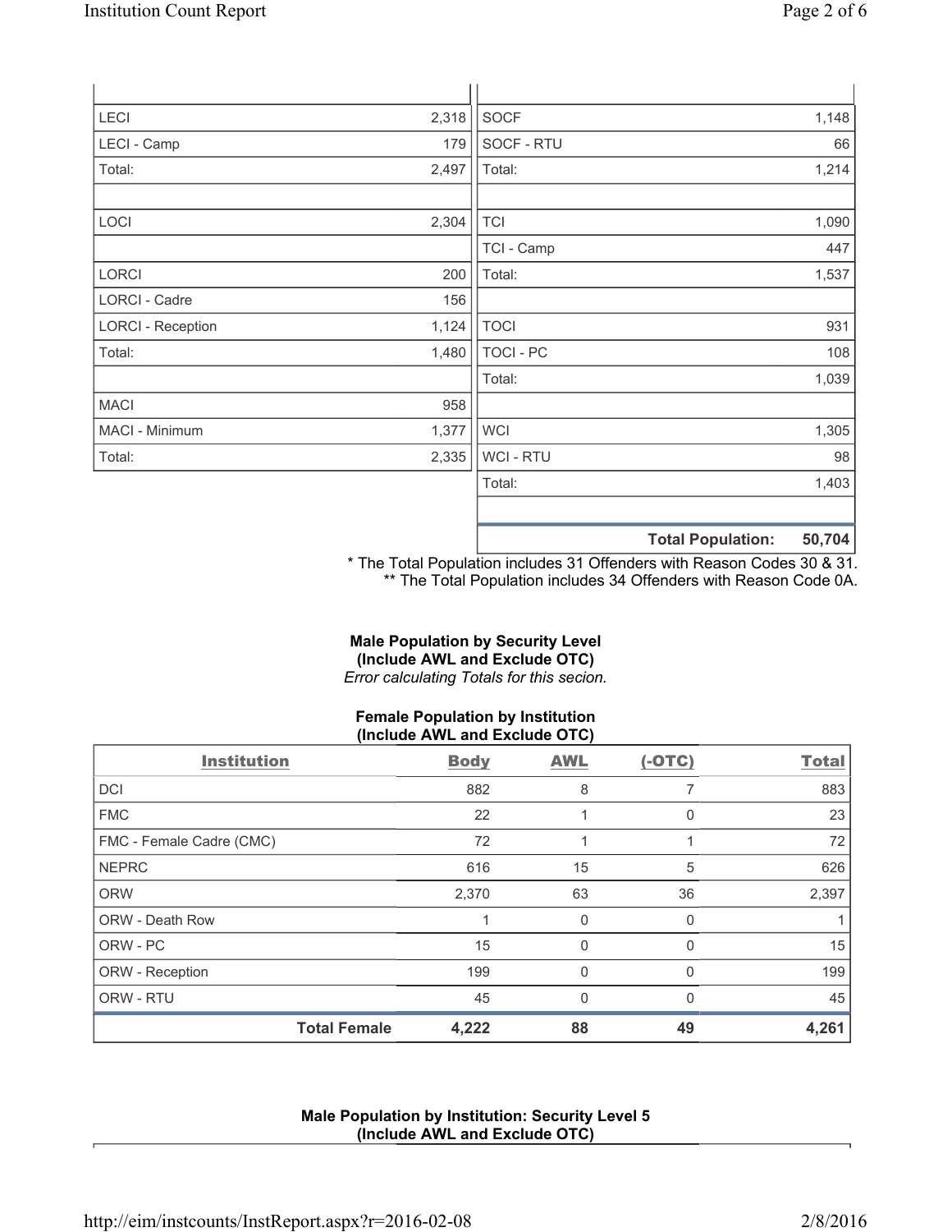| | | | |
|---|---|---|---|
| LECI | 2,318 | SOCF | 1,148 |
| LECI - Camp | 179 | SOCF - RTU | 66 |
| Total: | 2,497 | Total: | 1,214 |
| | | | |
| LOCI | 2,304 | TCI | 1,090 |
| | | TCI - Camp | 447 |
| LORCI | 200 | Total: | 1,537 |
| LORCI - Cadre | 156 | | |
| LORCI - Reception | 1,124 | TOCI | 931 |
| Total: | 1,480 | TOCI - PC | 108 |
| | | Total: | 1,039 |
| MACI | 958 | | |
| MACI - Minimum | 1,377 | WCI | 1,305 |
| Total: | 2,335 | WCI - RTU | 98 |
| | | Total: | 1,403 |
| | | | |
| | | **Total Population:** | **50,704** |

\* The Total Population includes 31 Offenders with Reason Codes 30 & 31.
\*\* The Total Population includes 34 Offenders with Reason Code 0A.

**Male Population by Security Level**
**(Include AWL and Exclude OTC)**
*Error calculating Totals for this secion.*

**Female Population by Institution**
**(Include AWL and Exclude OTC)**

| Institution | Body | AWL | (-OTC) | Total |
|---|---|---|---|---|
| DCI | 882 | 8 | 7 | 883 |
| FMC | 22 | 1 | 0 | 23 |
| FMC - Female Cadre (CMC) | 72 | 1 | 1 | 72 |
| NEPRC | 616 | 15 | 5 | 626 |
| ORW | 2,370 | 63 | 36 | 2,397 |
| ORW - Death Row | 1 | 0 | 0 | 1 |
| ORW - PC | 15 | 0 | 0 | 15 |
| ORW - Reception | 199 | 0 | 0 | 199 |
| ORW - RTU | 45 | 0 | 0 | 45 |
| **Total Female** | **4,222** | **88** | **49** | **4,261** |

**Male Population by Institution: Security Level 5**
**(Include AWL and Exclude OTC)**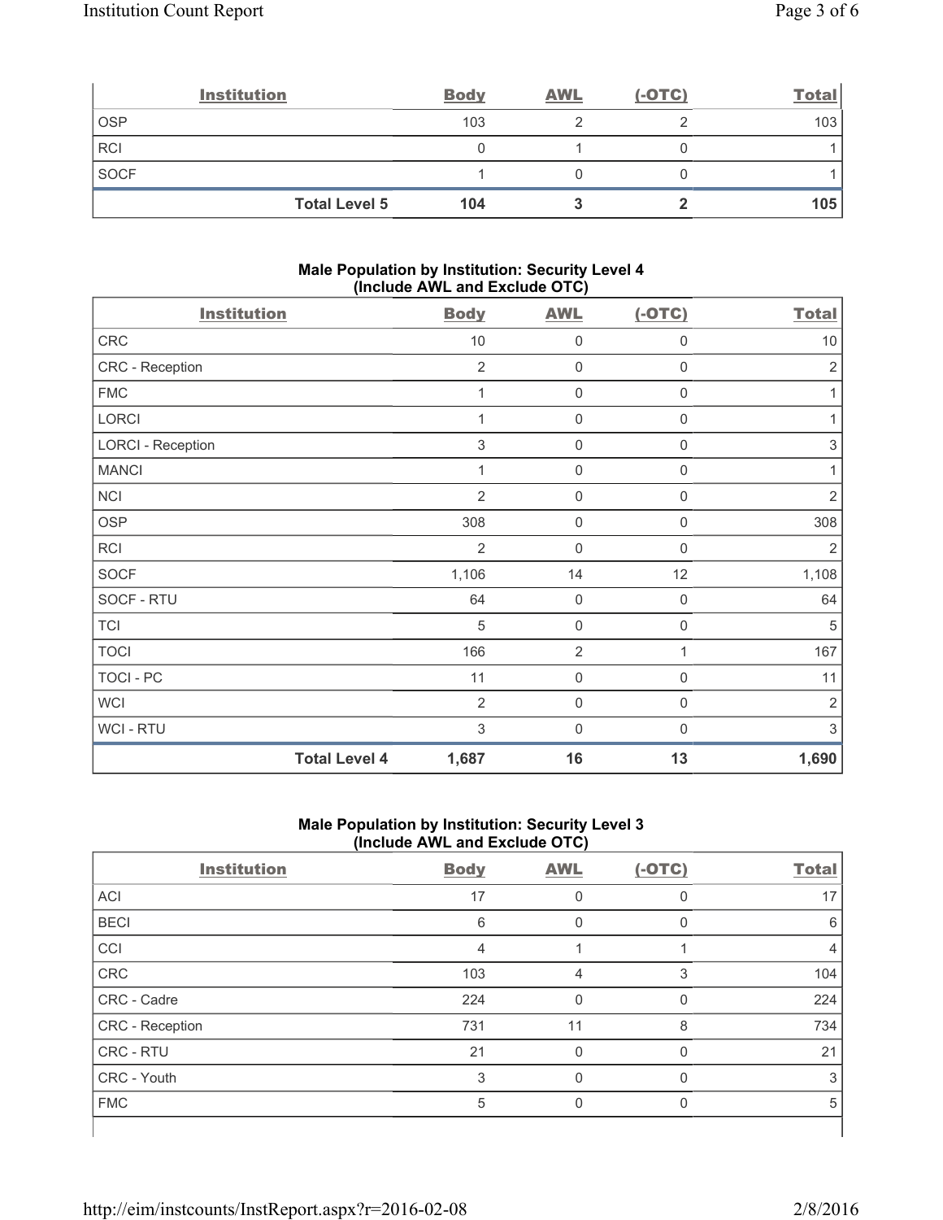| Institution | Body | AWL | (-OTC) | Total |
|---|---|---|---|---|
| OSP | 103 | 2 | 2 | 103 |
| RCI | 0 | 1 | 0 | 1 |
| SOCF | 1 | 0 | 0 | 1 |
| Total Level 5 | 104 | 3 | 2 | 105 |

### Male Population by Institution: Security Level 4 (Include AWL and Exclude OTC)

| Institution | Body | AWL | (-OTC) | Total |
|---|---|---|---|---|
| CRC | 10 | 0 | 0 | 10 |
| CRC - Reception | 2 | 0 | 0 | 2 |
| FMC | 1 | 0 | 0 | 1 |
| LORCI | 1 | 0 | 0 | 1 |
| LORCI - Reception | 3 | 0 | 0 | 3 |
| MANCI | 1 | 0 | 0 | 1 |
| NCI | 2 | 0 | 0 | 2 |
| OSP | 308 | 0 | 0 | 308 |
| RCI | 2 | 0 | 0 | 2 |
| SOCF | 1,106 | 14 | 12 | 1,108 |
| SOCF - RTU | 64 | 0 | 0 | 64 |
| TCI | 5 | 0 | 0 | 5 |
| TOCI | 166 | 2 | 1 | 167 |
| TOCI - PC | 11 | 0 | 0 | 11 |
| WCI | 2 | 0 | 0 | 2 |
| WCI - RTU | 3 | 0 | 0 | 3 |
| Total Level 4 | 1,687 | 16 | 13 | 1,690 |

### Male Population by Institution: Security Level 3 (Include AWL and Exclude OTC)

| Institution | Body | AWL | (-OTC) | Total |
|---|---|---|---|---|
| ACI | 17 | 0 | 0 | 17 |
| BECI | 6 | 0 | 0 | 6 |
| CCI | 4 | 1 | 1 | 4 |
| CRC | 103 | 4 | 3 | 104 |
| CRC - Cadre | 224 | 0 | 0 | 224 |
| CRC - Reception | 731 | 11 | 8 | 734 |
| CRC - RTU | 21 | 0 | 0 | 21 |
| CRC - Youth | 3 | 0 | 0 | 3 |
| FMC | 5 | 0 | 0 | 5 |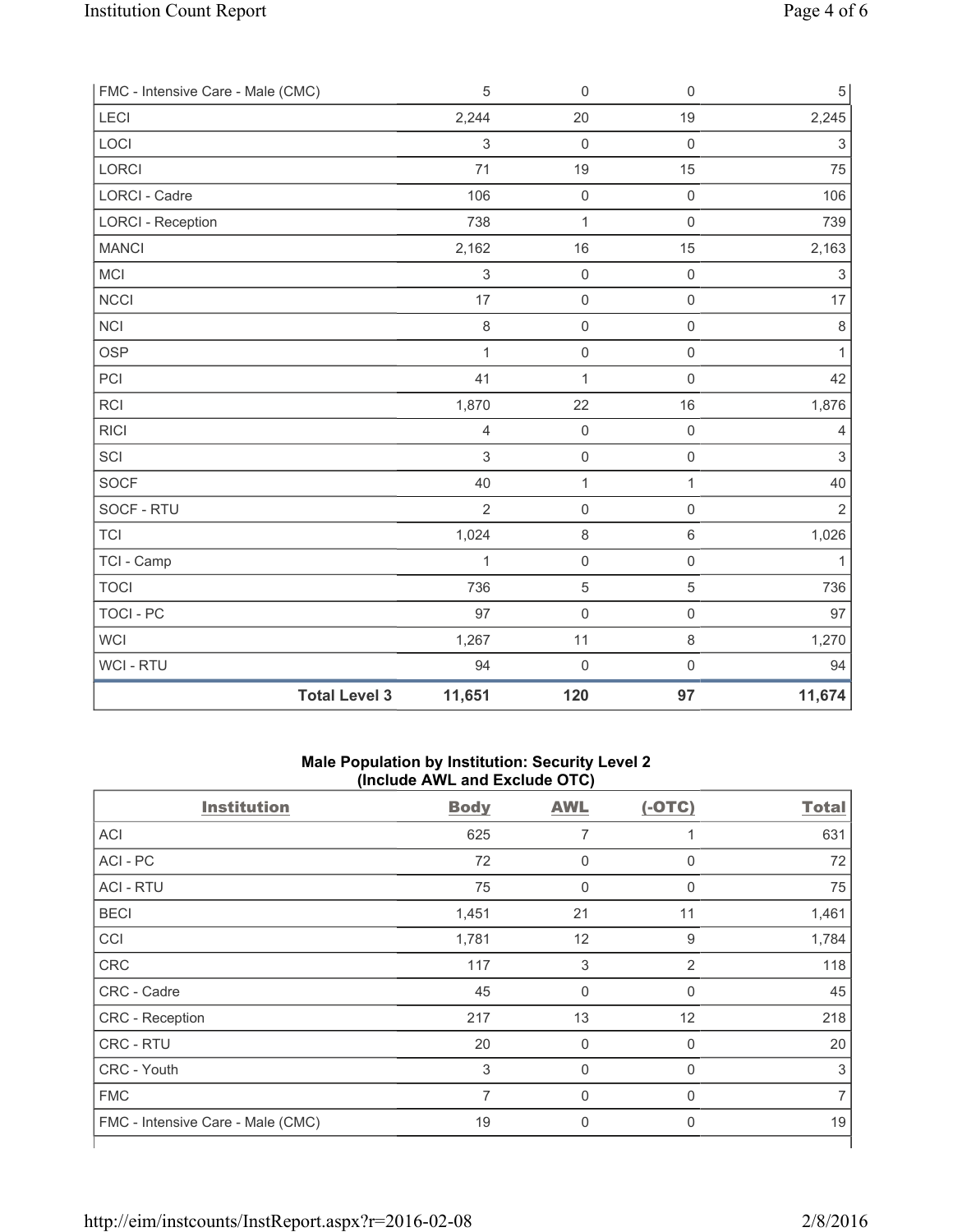| FMC - Intensive Care - Male (CMC) | 5 | 0 | 0 | 5 |
|---|---|---|---|---|
| LECI | 2,244 | 20 | 19 | 2,245 |
| LOCI | 3 | 0 | 0 | 3 |
| LORCI | 71 | 19 | 15 | 75 |
| LORCI - Cadre | 106 | 0 | 0 | 106 |
| LORCI - Reception | 738 | 1 | 0 | 739 |
| MANCI | 2,162 | 16 | 15 | 2,163 |
| MCI | 3 | 0 | 0 | 3 |
| NCCI | 17 | 0 | 0 | 17 |
| NCI | 8 | 0 | 0 | 8 |
| OSP | 1 | 0 | 0 | 1 |
| PCI | 41 | 1 | 0 | 42 |
| RCI | 1,870 | 22 | 16 | 1,876 |
| RICI | 4 | 0 | 0 | 4 |
| SCI | 3 | 0 | 0 | 3 |
| SOCF | 40 | 1 | 1 | 40 |
| SOCF - RTU | 2 | 0 | 0 | 2 |
| TCI | 1,024 | 8 | 6 | 1,026 |
| TCI - Camp | 1 | 0 | 0 | 1 |
| TOCI | 736 | 5 | 5 | 736 |
| TOCI - PC | 97 | 0 | 0 | 97 |
| WCI | 1,267 | 11 | 8 | 1,270 |
| WCI - RTU | 94 | 0 | 0 | 94 |
| **Total Level 3** | **11,651** | **120** | **97** | **11,674** |

**Male Population by Institution: Security Level 2 (Include AWL and Exclude OTC)**

| Institution | Body | AWL | (-OTC) | Total |
|---|---|---|---|---|
| ACI | 625 | 7 | 1 | 631 |
| ACI - PC | 72 | 0 | 0 | 72 |
| ACI - RTU | 75 | 0 | 0 | 75 |
| BECI | 1,451 | 21 | 11 | 1,461 |
| CCI | 1,781 | 12 | 9 | 1,784 |
| CRC | 117 | 3 | 2 | 118 |
| CRC - Cadre | 45 | 0 | 0 | 45 |
| CRC - Reception | 217 | 13 | 12 | 218 |
| CRC - RTU | 20 | 0 | 0 | 20 |
| CRC - Youth | 3 | 0 | 0 | 3 |
| FMC | 7 | 0 | 0 | 7 |
| FMC - Intensive Care - Male (CMC) | 19 | 0 | 0 | 19 |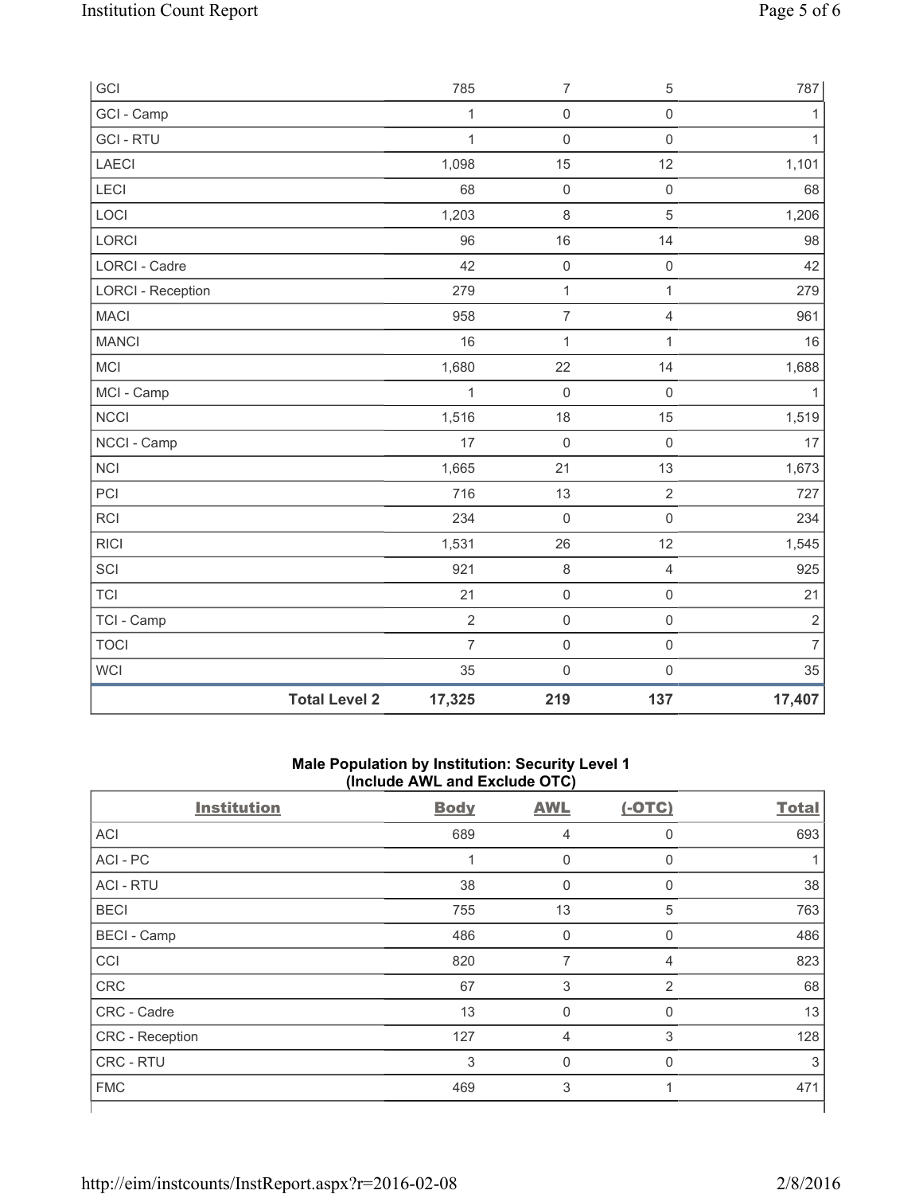| | | | | |
|---|---|---|---|---|
| GCI | 785 | 7 | 5 | 787 |
| GCI - Camp | 1 | 0 | 0 | 1 |
| GCI - RTU | 1 | 0 | 0 | 1 |
| LAECI | 1,098 | 15 | 12 | 1,101 |
| LECI | 68 | 0 | 0 | 68 |
| LOCI | 1,203 | 8 | 5 | 1,206 |
| LORCI | 96 | 16 | 14 | 98 |
| LORCI - Cadre | 42 | 0 | 0 | 42 |
| LORCI - Reception | 279 | 1 | 1 | 279 |
| MACI | 958 | 7 | 4 | 961 |
| MANCI | 16 | 1 | 1 | 16 |
| MCI | 1,680 | 22 | 14 | 1,688 |
| MCI - Camp | 1 | 0 | 0 | 1 |
| NCCI | 1,516 | 18 | 15 | 1,519 |
| NCCI - Camp | 17 | 0 | 0 | 17 |
| NCI | 1,665 | 21 | 13 | 1,673 |
| PCI | 716 | 13 | 2 | 727 |
| RCI | 234 | 0 | 0 | 234 |
| RICI | 1,531 | 26 | 12 | 1,545 |
| SCI | 921 | 8 | 4 | 925 |
| TCI | 21 | 0 | 0 | 21 |
| TCI - Camp | 2 | 0 | 0 | 2 |
| TOCI | 7 | 0 | 0 | 7 |
| WCI | 35 | 0 | 0 | 35 |
| **Total Level 2** | **17,325** | **219** | **137** | **17,407** |

**Male Population by Institution: Security Level 1
(Include AWL and Exclude OTC)**

| Institution | Body | AWL | (-OTC) | Total |
|---|---|---|---|---|
| ACI | 689 | 4 | 0 | 693 |
| ACI - PC | 1 | 0 | 0 | 1 |
| ACI - RTU | 38 | 0 | 0 | 38 |
| BECI | 755 | 13 | 5 | 763 |
| BECI - Camp | 486 | 0 | 0 | 486 |
| CCI | 820 | 7 | 4 | 823 |
| CRC | 67 | 3 | 2 | 68 |
| CRC - Cadre | 13 | 0 | 0 | 13 |
| CRC - Reception | 127 | 4 | 3 | 128 |
| CRC - RTU | 3 | 0 | 0 | 3 |
| FMC | 469 | 3 | 1 | 471 |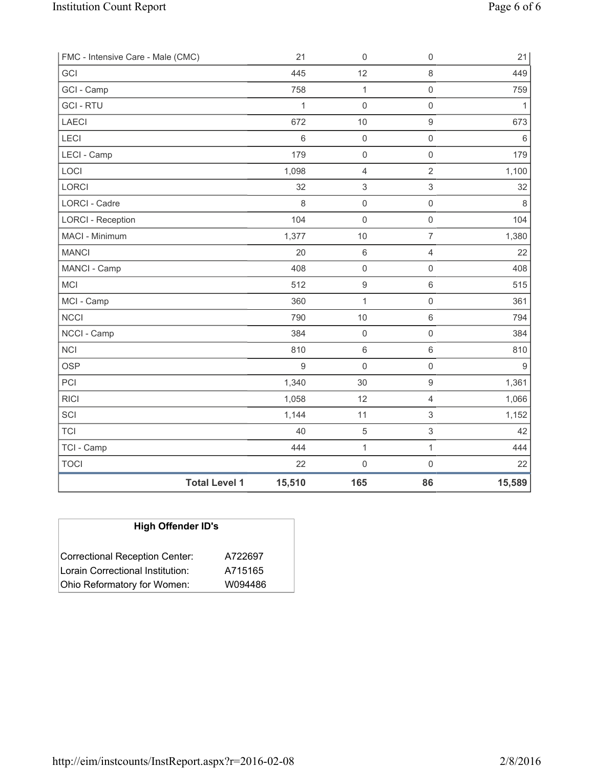| | | | | |
|---|---|---|---|---|
| FMC - Intensive Care - Male (CMC) | 21 | 0 | 0 | 21 |
| GCI | 445 | 12 | 8 | 449 |
| GCI - Camp | 758 | 1 | 0 | 759 |
| GCI - RTU | 1 | 0 | 0 | 1 |
| LAECI | 672 | 10 | 9 | 673 |
| LECI | 6 | 0 | 0 | 6 |
| LECI - Camp | 179 | 0 | 0 | 179 |
| LOCI | 1,098 | 4 | 2 | 1,100 |
| LORCI | 32 | 3 | 3 | 32 |
| LORCI - Cadre | 8 | 0 | 0 | 8 |
| LORCI - Reception | 104 | 0 | 0 | 104 |
| MACI - Minimum | 1,377 | 10 | 7 | 1,380 |
| MANCI | 20 | 6 | 4 | 22 |
| MANCI - Camp | 408 | 0 | 0 | 408 |
| MCI | 512 | 9 | 6 | 515 |
| MCI - Camp | 360 | 1 | 0 | 361 |
| NCCI | 790 | 10 | 6 | 794 |
| NCCI - Camp | 384 | 0 | 0 | 384 |
| NCI | 810 | 6 | 6 | 810 |
| OSP | 9 | 0 | 0 | 9 |
| PCI | 1,340 | 30 | 9 | 1,361 |
| RICI | 1,058 | 12 | 4 | 1,066 |
| SCI | 1,144 | 11 | 3 | 1,152 |
| TCI | 40 | 5 | 3 | 42 |
| TCI - Camp | 444 | 1 | 1 | 444 |
| TOCI | 22 | 0 | 0 | 22 |
| **Total Level 1** | **15,510** | **165** | **86** | **15,589** |

**High Offender ID's**

| | |
|---|---|
| Correctional Reception Center: | A722697 |
| Lorain Correctional Institution: | A715165 |
| Ohio Reformatory for Women: | W094486 |